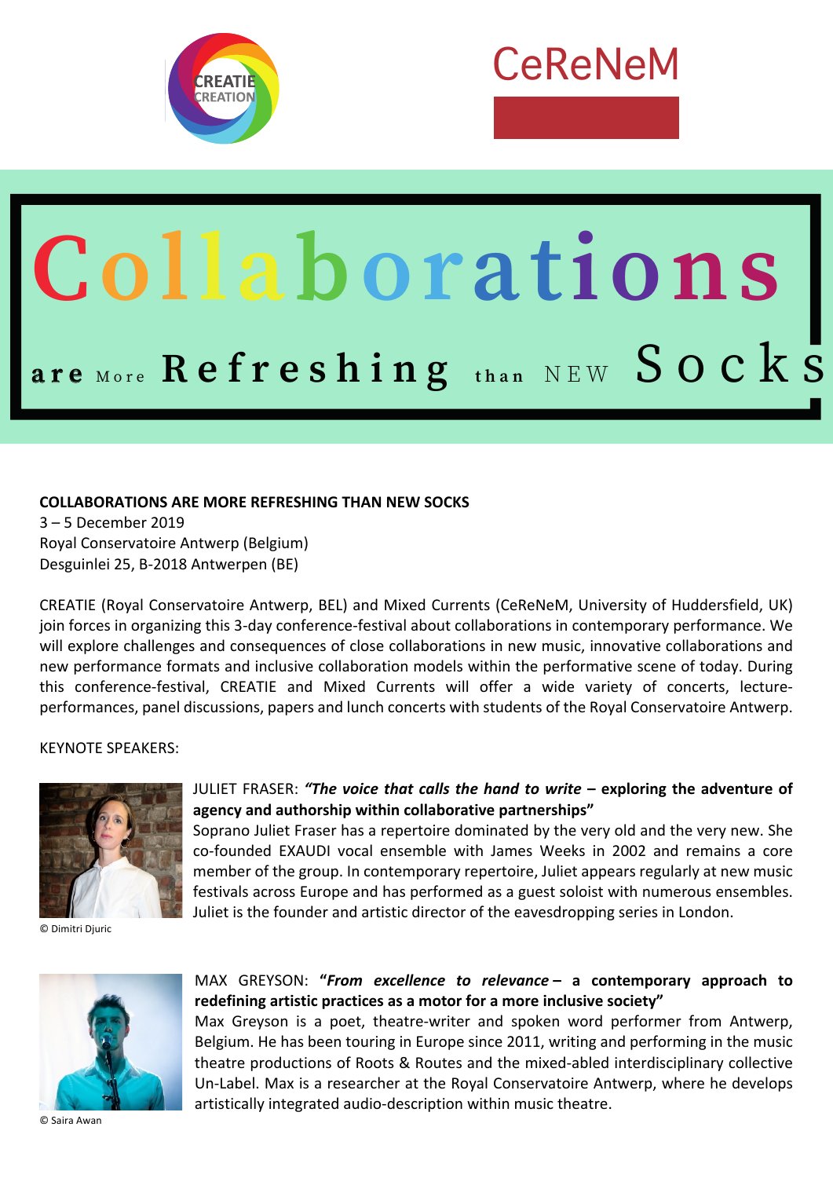CREATIE CREATION

CeReNeM

# Collaborations

## are More Refreshing than NEW Socks

**COLLABORATIONS ARE MORE REFRESHING THAN NEW SOCKS**
3 – 5 December 2019
Royal Conservatoire Antwerp (Belgium)
Desguinlei 25, B-2018 Antwerpen (BE)

CREATIE (Royal Conservatoire Antwerp, BEL) and Mixed Currents (CeReNeM, University of Huddersfield, UK) join forces in organizing this 3-day conference-festival about collaborations in contemporary performance. We will explore challenges and consequences of close collaborations in new music, innovative collaborations and new performance formats and inclusive collaboration models within the performative scene of today. During this conference-festival, CREATIE and Mixed Currents will offer a wide variety of concerts, lecture-performances, panel discussions, papers and lunch concerts with students of the Royal Conservatoire Antwerp.

KEYNOTE SPEAKERS:

© Dimitri Djuric

JULIET FRASER: ***"The voice that calls the hand to write*** **– exploring the adventure of agency and authorship within collaborative partnerships"**
Soprano Juliet Fraser has a repertoire dominated by the very old and the very new. She co-founded EXAUDI vocal ensemble with James Weeks in 2002 and remains a core member of the group. In contemporary repertoire, Juliet appears regularly at new music festivals across Europe and has performed as a guest soloist with numerous ensembles. Juliet is the founder and artistic director of the eavesdropping series in London.

© Saira Awan

MAX GREYSON: **"*From excellence to relevance* – a contemporary approach to redefining artistic practices as a motor for a more inclusive society"**
Max Greyson is a poet, theatre-writer and spoken word performer from Antwerp, Belgium. He has been touring in Europe since 2011, writing and performing in the music theatre productions of Roots & Routes and the mixed-abled interdisciplinary collective Un-Label. Max is a researcher at the Royal Conservatoire Antwerp, where he develops artistically integrated audio-description within music theatre.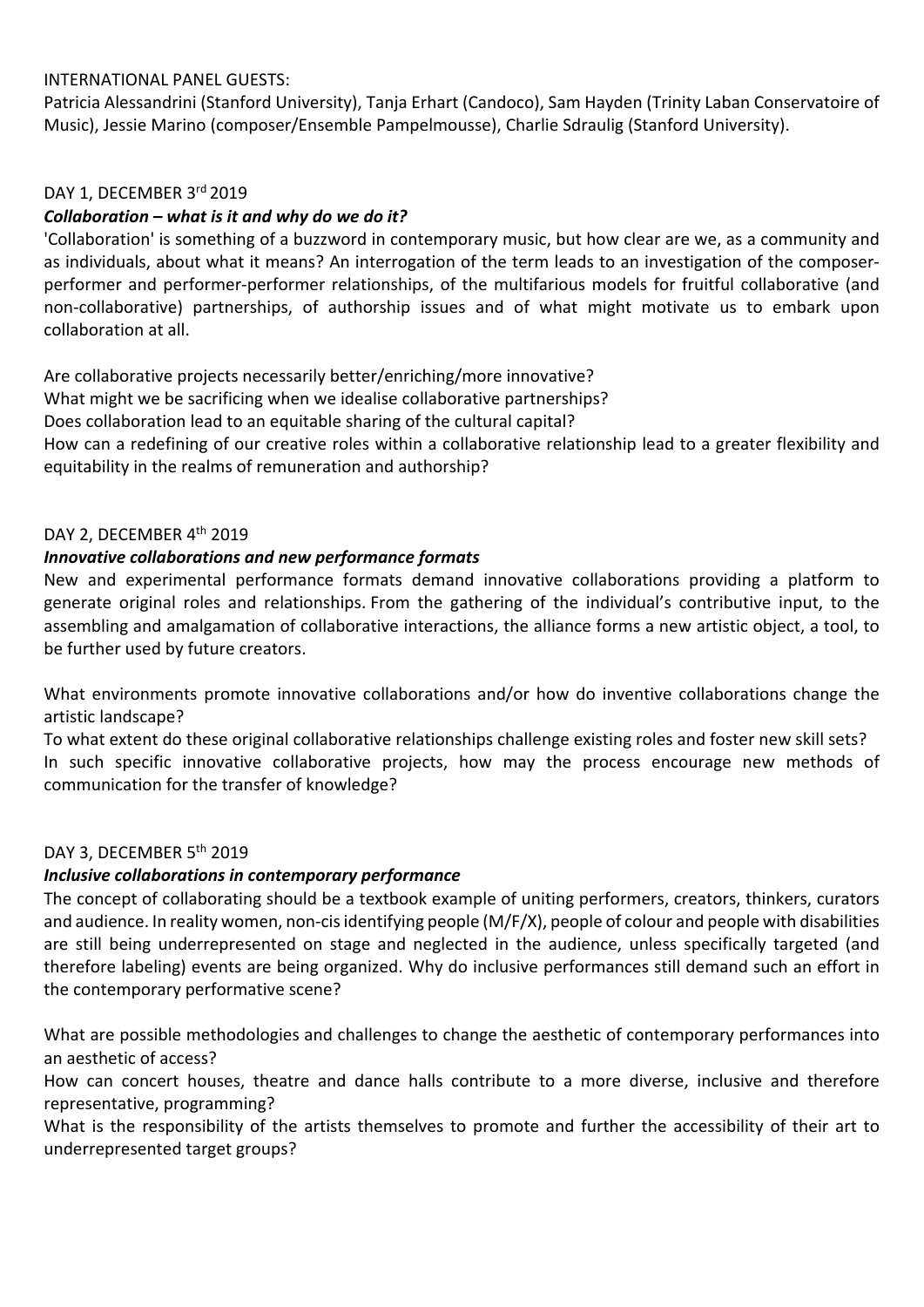INTERNATIONAL PANEL GUESTS:
Patricia Alessandrini (Stanford University), Tanja Erhart (Candoco), Sam Hayden (Trinity Laban Conservatoire of Music), Jessie Marino (composer/Ensemble Pampelmousse), Charlie Sdraulig (Stanford University).

DAY 1, DECEMBER 3rd 2019

***Collaboration – what is it and why do we do it?***

'Collaboration' is something of a buzzword in contemporary music, but how clear are we, as a community and as individuals, about what it means? An interrogation of the term leads to an investigation of the composer-performer and performer-performer relationships, of the multifarious models for fruitful collaborative (and non-collaborative) partnerships, of authorship issues and of what might motivate us to embark upon collaboration at all.

Are collaborative projects necessarily better/enriching/more innovative?
What might we be sacrificing when we idealise collaborative partnerships?
Does collaboration lead to an equitable sharing of the cultural capital?
How can a redefining of our creative roles within a collaborative relationship lead to a greater flexibility and equitability in the realms of remuneration and authorship?

DAY 2, DECEMBER 4th 2019

***Innovative collaborations and new performance formats***

New and experimental performance formats demand innovative collaborations providing a platform to generate original roles and relationships. From the gathering of the individual's contributive input, to the assembling and amalgamation of collaborative interactions, the alliance forms a new artistic object, a tool, to be further used by future creators.

What environments promote innovative collaborations and/or how do inventive collaborations change the artistic landscape?
To what extent do these original collaborative relationships challenge existing roles and foster new skill sets?
In such specific innovative collaborative projects, how may the process encourage new methods of communication for the transfer of knowledge?

DAY 3, DECEMBER 5th 2019

***Inclusive collaborations in contemporary performance***

The concept of collaborating should be a textbook example of uniting performers, creators, thinkers, curators and audience. In reality women, non-cis identifying people (M/F/X), people of colour and people with disabilities are still being underrepresented on stage and neglected in the audience, unless specifically targeted (and therefore labeling) events are being organized. Why do inclusive performances still demand such an effort in the contemporary performative scene?

What are possible methodologies and challenges to change the aesthetic of contemporary performances into an aesthetic of access?
How can concert houses, theatre and dance halls contribute to a more diverse, inclusive and therefore representative, programming?
What is the responsibility of the artists themselves to promote and further the accessibility of their art to underrepresented target groups?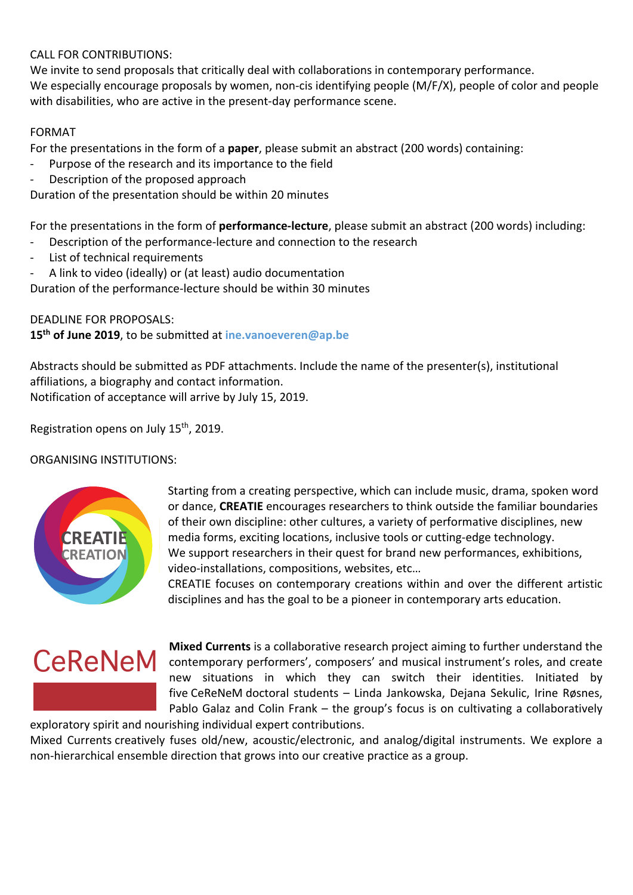CALL FOR CONTRIBUTIONS:
We invite to send proposals that critically deal with collaborations in contemporary performance.
We especially encourage proposals by women, non-cis identifying people (M/F/X), people of color and people with disabilities, who are active in the present-day performance scene.

FORMAT
For the presentations in the form of a **paper**, please submit an abstract (200 words) containing:

- Purpose of the research and its importance to the field
- Description of the proposed approach

Duration of the presentation should be within 20 minutes

For the presentations in the form of **performance-lecture**, please submit an abstract (200 words) including:

- Description of the performance-lecture and connection to the research
- List of technical requirements
- A link to video (ideally) or (at least) audio documentation

Duration of the performance-lecture should be within 30 minutes

DEADLINE FOR PROPOSALS:
**15th of June 2019**, to be submitted at **ine.vanoeveren@ap.be**

Abstracts should be submitted as PDF attachments. Include the name of the presenter(s), institutional affiliations, a biography and contact information.
Notification of acceptance will arrive by July 15, 2019.

Registration opens on July 15th, 2019.

ORGANISING INSTITUTIONS:

CREATIE CREATION

Starting from a creating perspective, which can include music, drama, spoken word or dance, **CREATIE** encourages researchers to think outside the familiar boundaries of their own discipline: other cultures, a variety of performative disciplines, new media forms, exciting locations, inclusive tools or cutting-edge technology.
We support researchers in their quest for brand new performances, exhibitions, video-installations, compositions, websites, etc…
CREATIE focuses on contemporary creations within and over the different artistic disciplines and has the goal to be a pioneer in contemporary arts education.

CeReNeM

**Mixed Currents** is a collaborative research project aiming to further understand the contemporary performers', composers' and musical instrument's roles, and create new situations in which they can switch their identities. Initiated by five CeReNeM doctoral students – Linda Jankowska, Dejana Sekulic, Irine Røsnes, Pablo Galaz and Colin Frank – the group's focus is on cultivating a collaboratively exploratory spirit and nourishing individual expert contributions.
Mixed Currents creatively fuses old/new, acoustic/electronic, and analog/digital instruments. We explore a non-hierarchical ensemble direction that grows into our creative practice as a group.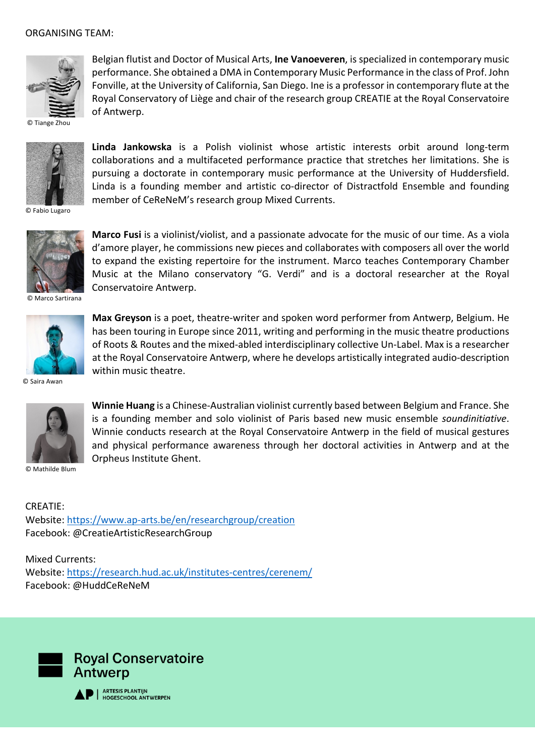ORGANISING TEAM:

© Tiange Zhou

Belgian flutist and Doctor of Musical Arts, **Ine Vanoeveren**, is specialized in contemporary music performance. She obtained a DMA in Contemporary Music Performance in the class of Prof. John Fonville, at the University of California, San Diego. Ine is a professor in contemporary flute at the Royal Conservatory of Liège and chair of the research group CREATIE at the Royal Conservatoire of Antwerp.

© Fabio Lugaro

**Linda Jankowska** is a Polish violinist whose artistic interests orbit around long-term collaborations and a multifaceted performance practice that stretches her limitations. She is pursuing a doctorate in contemporary music performance at the University of Huddersfield. Linda is a founding member and artistic co-director of Distractfold Ensemble and founding member of CeReNeM's research group Mixed Currents.

© Marco Sartirana

**Marco Fusi** is a violinist/violist, and a passionate advocate for the music of our time. As a viola d'amore player, he commissions new pieces and collaborates with composers all over the world to expand the existing repertoire for the instrument. Marco teaches Contemporary Chamber Music at the Milano conservatory "G. Verdi" and is a doctoral researcher at the Royal Conservatoire Antwerp.

© Saira Awan

**Max Greyson** is a poet, theatre-writer and spoken word performer from Antwerp, Belgium. He has been touring in Europe since 2011, writing and performing in the music theatre productions of Roots & Routes and the mixed-abled interdisciplinary collective Un-Label. Max is a researcher at the Royal Conservatoire Antwerp, where he develops artistically integrated audio-description within music theatre.

© Mathilde Blum

**Winnie Huang** is a Chinese-Australian violinist currently based between Belgium and France. She is a founding member and solo violinist of Paris based new music ensemble *soundinitiative*. Winnie conducts research at the Royal Conservatoire Antwerp in the field of musical gestures and physical performance awareness through her doctoral activities in Antwerp and at the Orpheus Institute Ghent.

CREATIE:
Website: https://www.ap-arts.be/en/researchgroup/creation
Facebook: @CreatieArtisticResearchGroup

Mixed Currents:
Website: https://research.hud.ac.uk/institutes-centres/cerenem/
Facebook: @HuddCeReNeM

Royal Conservatoire Antwerp

ARTESIS PLANTIJN HOGESCHOOL ANTWERPEN